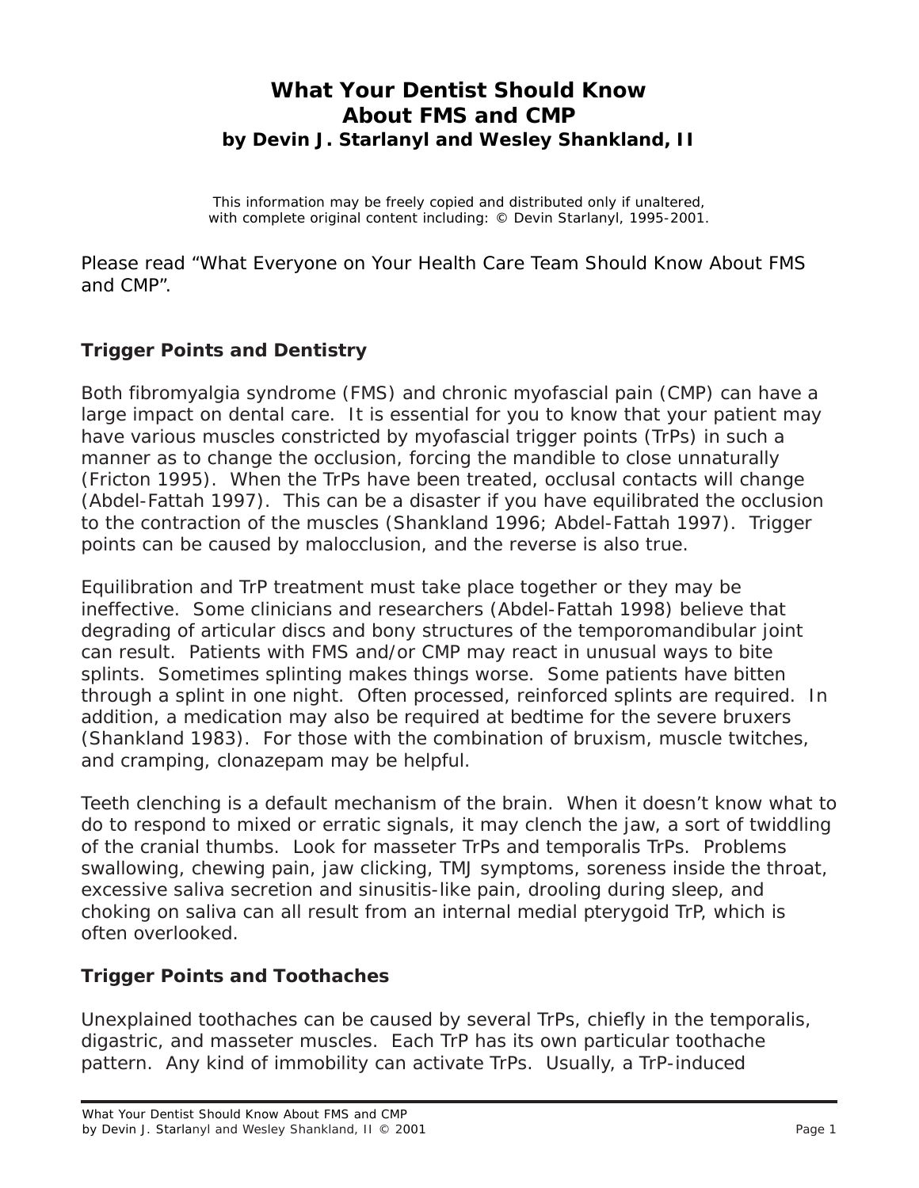# What Your Dentist Should Know About FMS and CMP

**by Devin J. Starlanyl and Wesley Shankland, II**

This information may be freely copied and distributed only if unaltered, with complete original content including: © Devin Starlanyl, 1995-2001.

Please read "What Everyone on Your Health Care Team Should Know About FMS and CMP".

## Trigger Points and Dentistry

Both fibromyalgia syndrome (FMS) and chronic myofascial pain (CMP) can have a large impact on dental care. It is essential for you to know that your patient may have various muscles constricted by myofascial trigger points (TrPs) in such a manner as to change the occlusion, forcing the mandible to close unnaturally (Fricton 1995). When the TrPs have been treated, occlusal contacts will change (Abdel-Fattah 1997). This can be a disaster if you have equilibrated the occlusion to the contraction of the muscles (Shankland 1996; Abdel-Fattah 1997). Trigger points can be caused by malocclusion, and the reverse is also true.

Equilibration and TrP treatment must take place together or they may be ineffective. Some clinicians and researchers (Abdel-Fattah 1998) believe that degrading of articular discs and bony structures of the temporomandibular joint can result. Patients with FMS and/or CMP may react in unusual ways to bite splints. Sometimes splinting makes things worse. Some patients have bitten through a splint in one night. Often processed, reinforced splints are required. In addition, a medication may also be required at bedtime for the severe bruxers (Shankland 1983). For those with the combination of bruxism, muscle twitches, and cramping, clonazepam may be helpful.

Teeth clenching is a default mechanism of the brain. When it doesn't know what to do to respond to mixed or erratic signals, it may clench the jaw, a sort of twiddling of the cranial thumbs. Look for masseter TrPs and temporalis TrPs. Problems swallowing, chewing pain, jaw clicking, TMJ symptoms, soreness inside the throat, excessive saliva secretion and sinusitis-like pain, drooling during sleep, and choking on saliva can all result from an internal medial pterygoid TrP, which is often overlooked.

## Trigger Points and Toothaches

Unexplained toothaches can be caused by several TrPs, chiefly in the temporalis, digastric, and masseter muscles. Each TrP has its own particular toothache pattern. Any kind of immobility can activate TrPs. Usually, a TrP-induced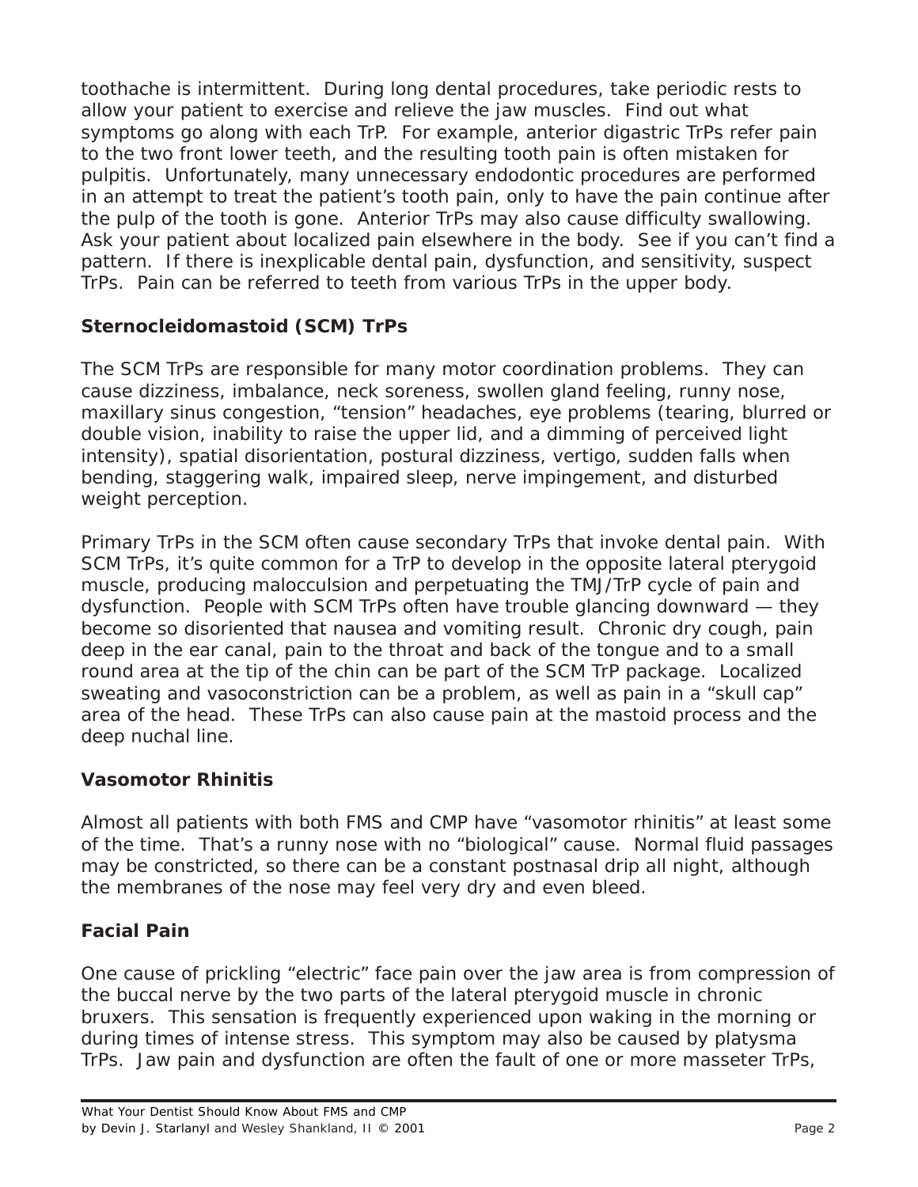toothache is intermittent. During long dental procedures, take periodic rests to allow your patient to exercise and relieve the jaw muscles. Find out what symptoms go along with each TrP. For example, anterior digastric TrPs refer pain to the two front lower teeth, and the resulting tooth pain is often mistaken for pulpitis. Unfortunately, many unnecessary endodontic procedures are performed in an attempt to treat the patient's tooth pain, only to have the pain continue after the pulp of the tooth is gone. Anterior TrPs may also cause difficulty swallowing. Ask your patient about localized pain elsewhere in the body. See if you can't find a pattern. If there is inexplicable dental pain, dysfunction, and sensitivity, suspect TrPs. Pain can be referred to teeth from various TrPs in the upper body.

**Sternocleidomastoid (SCM) TrPs**

The SCM TrPs are responsible for many motor coordination problems. They can cause dizziness, imbalance, neck soreness, swollen gland feeling, runny nose, maxillary sinus congestion, "tension" headaches, eye problems (tearing, blurred or double vision, inability to raise the upper lid, and a dimming of perceived light intensity), spatial disorientation, postural dizziness, vertigo, sudden falls when bending, staggering walk, impaired sleep, nerve impingement, and disturbed weight perception.

Primary TrPs in the SCM often cause secondary TrPs that invoke dental pain. With SCM TrPs, it's quite common for a TrP to develop in the opposite lateral pterygoid muscle, producing malocculsion and perpetuating the TMJ/TrP cycle of pain and dysfunction. People with SCM TrPs often have trouble glancing downward — they become so disoriented that nausea and vomiting result. Chronic dry cough, pain deep in the ear canal, pain to the throat and back of the tongue and to a small round area at the tip of the chin can be part of the SCM TrP package. Localized sweating and vasoconstriction can be a problem, as well as pain in a "skull cap" area of the head. These TrPs can also cause pain at the mastoid process and the deep nuchal line.

**Vasomotor Rhinitis**

Almost all patients with both FMS and CMP have "vasomotor rhinitis" at least some of the time. That's a runny nose with no "biological" cause. Normal fluid passages may be constricted, so there can be a constant postnasal drip all night, although the membranes of the nose may feel very dry and even bleed.

**Facial Pain**

One cause of prickling "electric" face pain over the jaw area is from compression of the buccal nerve by the two parts of the lateral pterygoid muscle in chronic bruxers. This sensation is frequently experienced upon waking in the morning or during times of intense stress. This symptom may also be caused by platysma TrPs. Jaw pain and dysfunction are often the fault of one or more masseter TrPs,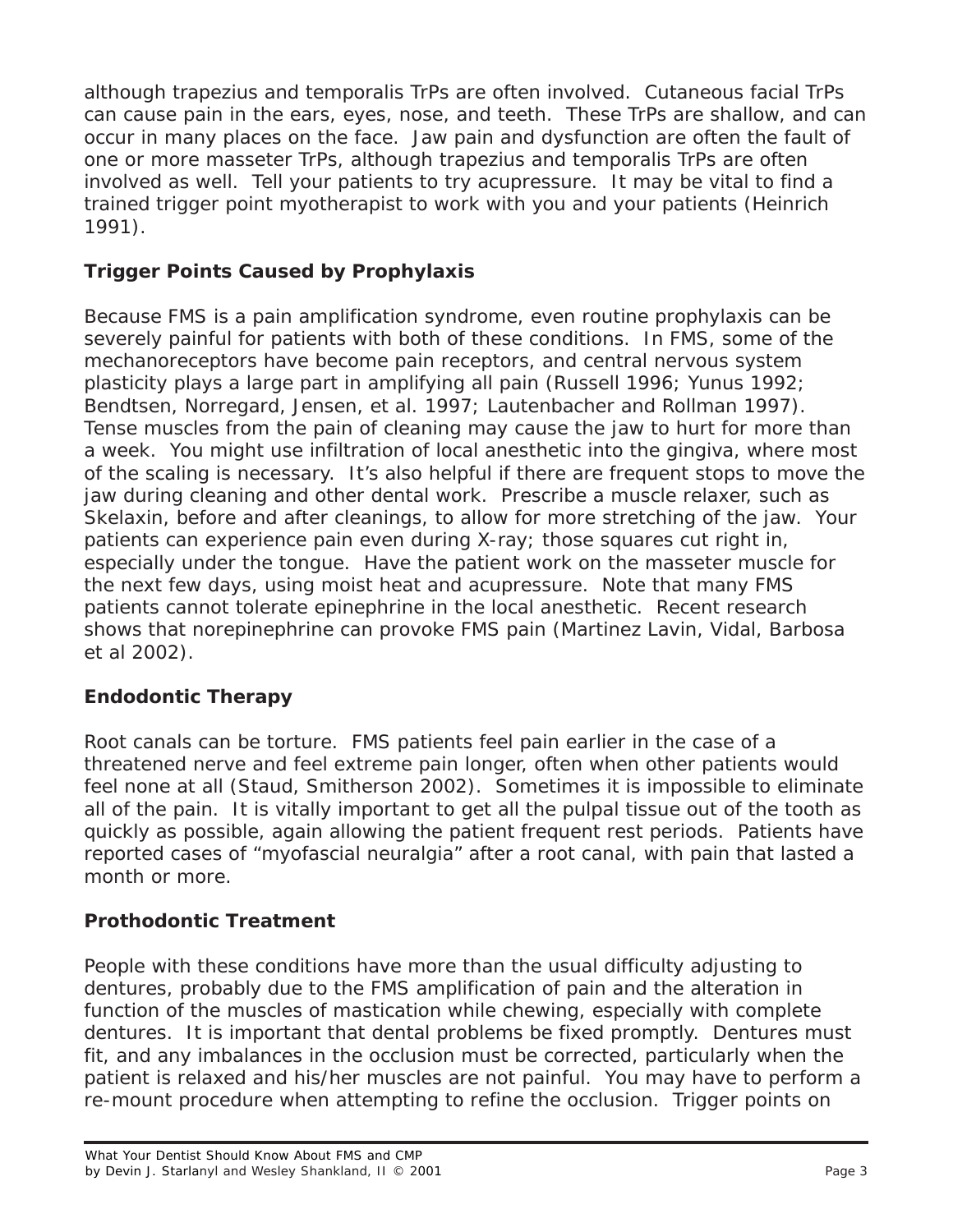although trapezius and temporalis TrPs are often involved. Cutaneous facial TrPs can cause pain in the ears, eyes, nose, and teeth. These TrPs are shallow, and can occur in many places on the face. Jaw pain and dysfunction are often the fault of one or more masseter TrPs, although trapezius and temporalis TrPs are often involved as well. Tell your patients to try acupressure. It may be vital to find a trained trigger point myotherapist to work with you and your patients (Heinrich 1991).

### Trigger Points Caused by Prophylaxis

Because FMS is a pain amplification syndrome, even routine prophylaxis can be severely painful for patients with both of these conditions. In FMS, some of the mechanoreceptors have become pain receptors, and central nervous system plasticity plays a large part in amplifying all pain (Russell 1996; Yunus 1992; Bendtsen, Norregard, Jensen, et al. 1997; Lautenbacher and Rollman 1997). Tense muscles from the pain of cleaning may cause the jaw to hurt for more than a week. You might use infiltration of local anesthetic into the gingiva, where most of the scaling is necessary. It's also helpful if there are frequent stops to move the jaw during cleaning and other dental work. Prescribe a muscle relaxer, such as Skelaxin, before and after cleanings, to allow for more stretching of the jaw. Your patients can experience pain even during X-ray; those squares cut right in, especially under the tongue. Have the patient work on the masseter muscle for the next few days, using moist heat and acupressure. Note that many FMS patients cannot tolerate epinephrine in the local anesthetic. Recent research shows that norepinephrine can provoke FMS pain (Martinez Lavin, Vidal, Barbosa et al 2002).

### Endodontic Therapy

Root canals can be torture. FMS patients feel pain earlier in the case of a threatened nerve and feel extreme pain longer, often when other patients would feel none at all (Staud, Smitherson 2002). Sometimes it is impossible to eliminate all of the pain. It is vitally important to get all the pulpal tissue out of the tooth as quickly as possible, again allowing the patient frequent rest periods. Patients have reported cases of "myofascial neuralgia" after a root canal, with pain that lasted a month or more.

### Prothodontic Treatment

People with these conditions have more than the usual difficulty adjusting to dentures, probably due to the FMS amplification of pain and the alteration in function of the muscles of mastication while chewing, especially with complete dentures. It is important that dental problems be fixed promptly. Dentures must fit, and any imbalances in the occlusion must be corrected, particularly when the patient is relaxed and his/her muscles are not painful. You may have to perform a re-mount procedure when attempting to refine the occlusion. Trigger points on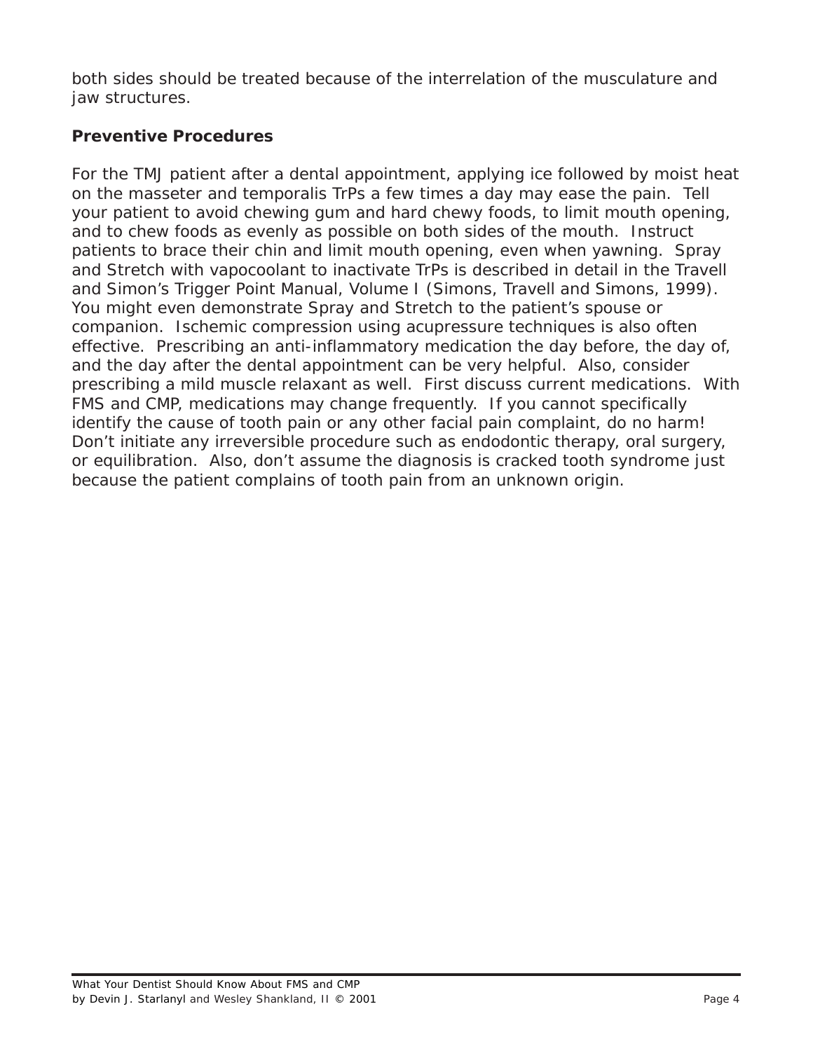both sides should be treated because of the interrelation of the musculature and jaw structures.

## Preventive Procedures

For the TMJ patient after a dental appointment, applying ice followed by moist heat on the masseter and temporalis TrPs a few times a day may ease the pain. Tell your patient to avoid chewing gum and hard chewy foods, to limit mouth opening, and to chew foods as evenly as possible on both sides of the mouth. Instruct patients to brace their chin and limit mouth opening, even when yawning. Spray and Stretch with vapocoolant to inactivate TrPs is described in detail in the Travell and Simon's Trigger Point Manual, Volume I (Simons, Travell and Simons, 1999). You might even demonstrate Spray and Stretch to the patient's spouse or companion. Ischemic compression using acupressure techniques is also often effective. Prescribing an anti-inflammatory medication the day before, the day of, and the day after the dental appointment can be very helpful. Also, consider prescribing a mild muscle relaxant as well. First discuss current medications. With FMS and CMP, medications may change frequently. If you cannot specifically identify the cause of tooth pain or any other facial pain complaint, do no harm! Don't initiate any irreversible procedure such as endodontic therapy, oral surgery, or equilibration. Also, don't assume the diagnosis is cracked tooth syndrome just because the patient complains of tooth pain from an unknown origin.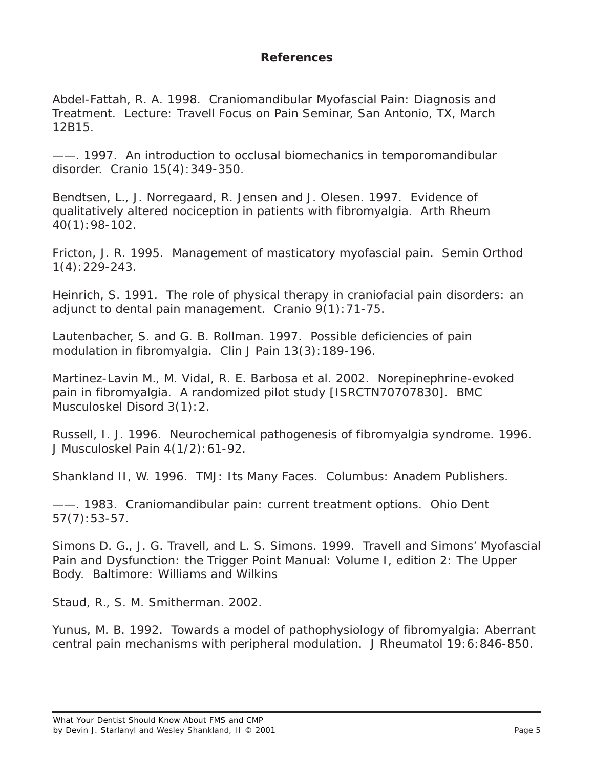## References

Abdel-Fattah, R. A. 1998. Craniomandibular Myofascial Pain: Diagnosis and Treatment. Lecture: Travell Focus on Pain Seminar, San Antonio, TX, March 12B15.

——. 1997. An introduction to occlusal biomechanics in temporomandibular disorder. Cranio 15(4):349-350.

Bendtsen, L., J. Norregaard, R. Jensen and J. Olesen. 1997. Evidence of qualitatively altered nociception in patients with fibromyalgia. Arth Rheum 40(1):98-102.

Fricton, J. R. 1995. Management of masticatory myofascial pain. Semin Orthod 1(4):229-243.

Heinrich, S. 1991. The role of physical therapy in craniofacial pain disorders: an adjunct to dental pain management. Cranio 9(1):71-75.

Lautenbacher, S. and G. B. Rollman. 1997. Possible deficiencies of pain modulation in fibromyalgia. Clin J Pain 13(3):189-196.

Martinez-Lavin M., M. Vidal, R. E. Barbosa et al. 2002. Norepinephrine-evoked pain in fibromyalgia. A randomized pilot study [ISRCTN70707830]. BMC Musculoskel Disord 3(1):2.

Russell, I. J. 1996. Neurochemical pathogenesis of fibromyalgia syndrome. 1996. J Musculoskel Pain 4(1/2):61-92.

Shankland II, W. 1996. TMJ: Its Many Faces. Columbus: Anadem Publishers.

——. 1983. Craniomandibular pain: current treatment options. Ohio Dent 57(7):53-57.

Simons D. G., J. G. Travell, and L. S. Simons. 1999. Travell and Simons' Myofascial Pain and Dysfunction: the Trigger Point Manual: Volume I, edition 2: The Upper Body. Baltimore: Williams and Wilkins

Staud, R., S. M. Smitherman. 2002.

Yunus, M. B. 1992. Towards a model of pathophysiology of fibromyalgia: Aberrant central pain mechanisms with peripheral modulation. J Rheumatol 19:6:846-850.